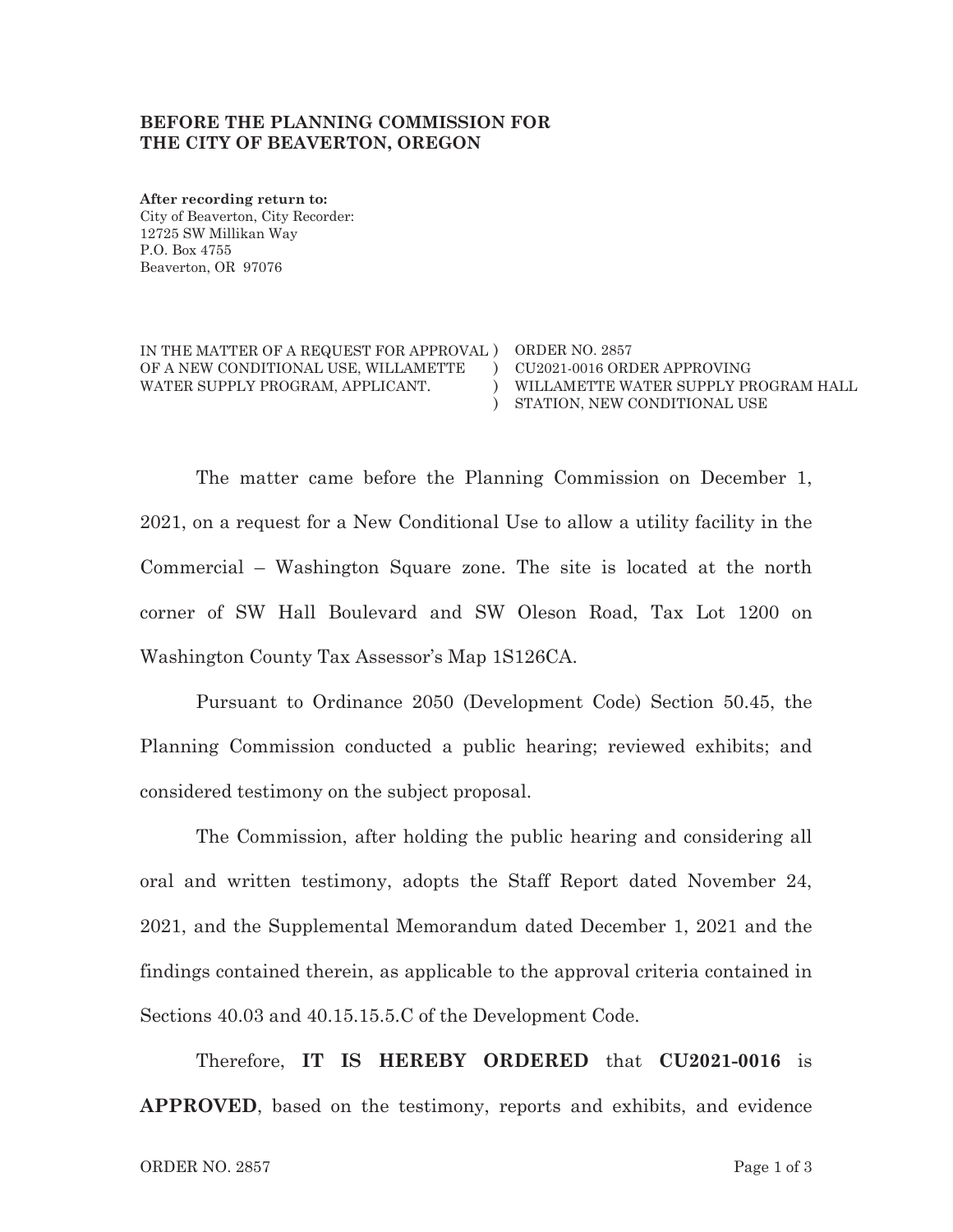**BEFORE THE PLANNING COMMISSION FOR THE CITY OF BEAVERTON, OREGON**

**After recording return to:**
City of Beaverton, City Recorder:
12725 SW Millikan Way
P.O. Box 4755
Beaverton, OR 97076

| | |
|---|---|
| IN THE MATTER OF A REQUEST FOR APPROVAL OF A NEW CONDITIONAL USE, WILLAMETTE WATER SUPPLY PROGRAM, APPLICANT. | ORDER NO. 2857 CU2021-0016 ORDER APPROVING WILLAMETTE WATER SUPPLY PROGRAM HALL STATION, NEW CONDITIONAL USE |

The matter came before the Planning Commission on December 1, 2021, on a request for a New Conditional Use to allow a utility facility in the Commercial – Washington Square zone. The site is located at the north corner of SW Hall Boulevard and SW Oleson Road, Tax Lot 1200 on Washington County Tax Assessor's Map 1S126CA.

Pursuant to Ordinance 2050 (Development Code) Section 50.45, the Planning Commission conducted a public hearing; reviewed exhibits; and considered testimony on the subject proposal.

The Commission, after holding the public hearing and considering all oral and written testimony, adopts the Staff Report dated November 24, 2021, and the Supplemental Memorandum dated December 1, 2021 and the findings contained therein, as applicable to the approval criteria contained in Sections 40.03 and 40.15.15.5.C of the Development Code.

Therefore, **IT IS HEREBY ORDERED** that **CU2021-0016** is **APPROVED**, based on the testimony, reports and exhibits, and evidence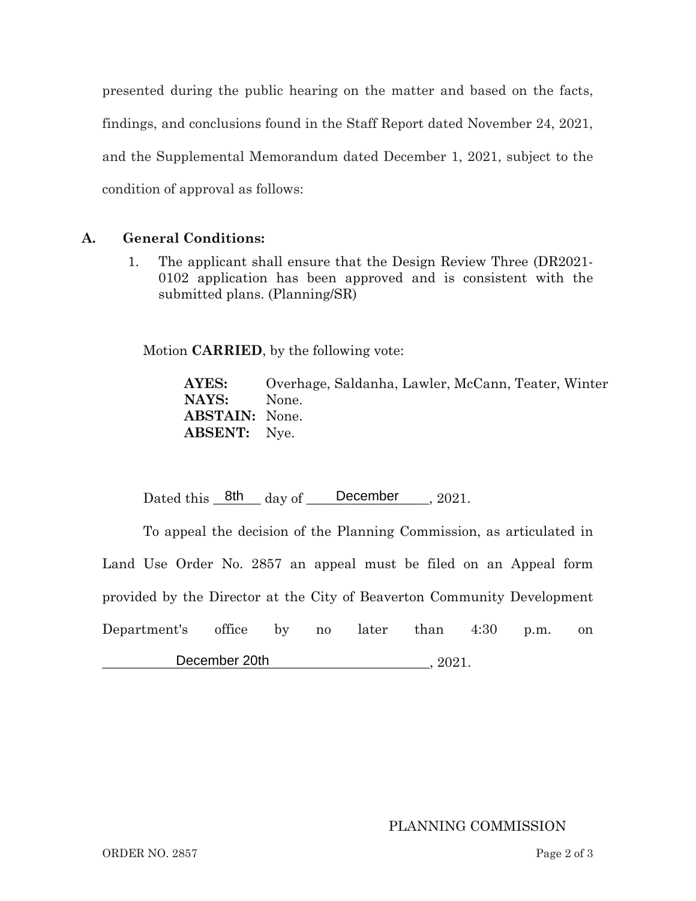presented during the public hearing on the matter and based on the facts, findings, and conclusions found in the Staff Report dated November 24, 2021, and the Supplemental Memorandum dated December 1, 2021, subject to the condition of approval as follows:

**A. General Conditions:**

1. The applicant shall ensure that the Design Review Three (DR2021-0102 application has been approved and is consistent with the submitted plans. (Planning/SR)

Motion **CARRIED**, by the following vote:

**AYES:** Overhage, Saldanha, Lawler, McCann, Teater, Winter
**NAYS:** None.
**ABSTAIN:** None.
**ABSENT:** Nye.

Dated this 8th day of December, 2021.

To appeal the decision of the Planning Commission, as articulated in Land Use Order No. 2857 an appeal must be filed on an Appeal form provided by the Director at the City of Beaverton Community Development Department's office by no later than 4:30 p.m. on December 20th, 2021.

PLANNING COMMISSION

ORDER NO. 2857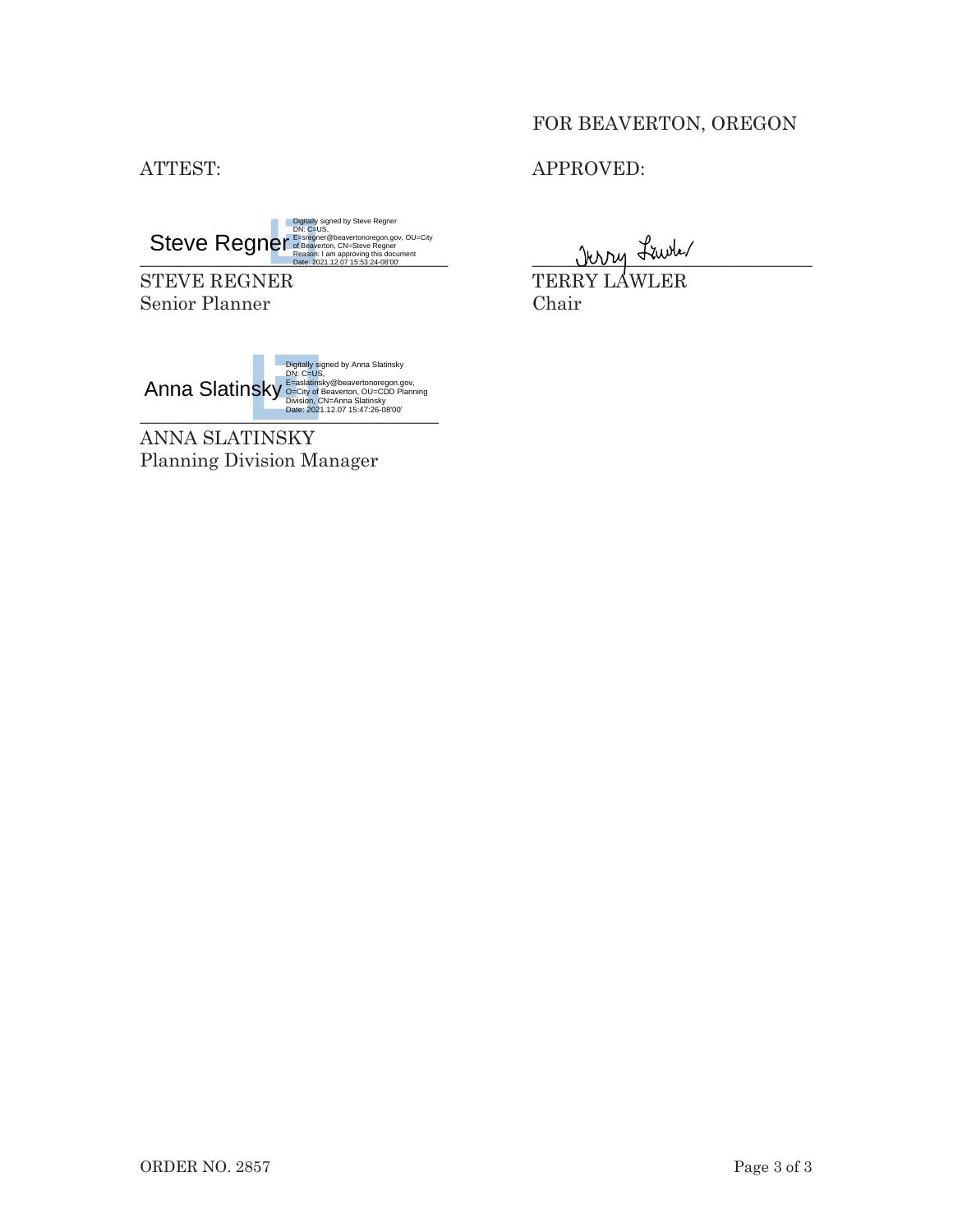FOR BEAVERTON, OREGON

ATTEST:

Steve Regner

Digitally signed by Steve Regner
DN: C=US, E=sregner@beavertonoregon.gov, OU=City of Beaverton, CN=Steve Regner
Reason: I am approving this document
Date: 2021.12.07 15:53:24-08'00'

STEVE REGNER
Senior Planner

Anna Slatinsky

Digitally signed by Anna Slatinsky
DN: C=US, E=aslatinsky@beavertonoregon.gov, O=City of Beaverton, OU=CDD Planning Division, CN=Anna Slatinsky
Date: 2021.12.07 15:47:26-08'00'

ANNA SLATINSKY
Planning Division Manager

APPROVED:

Terry Lawler

TERRY LAWLER
Chair

ORDER NO. 2857